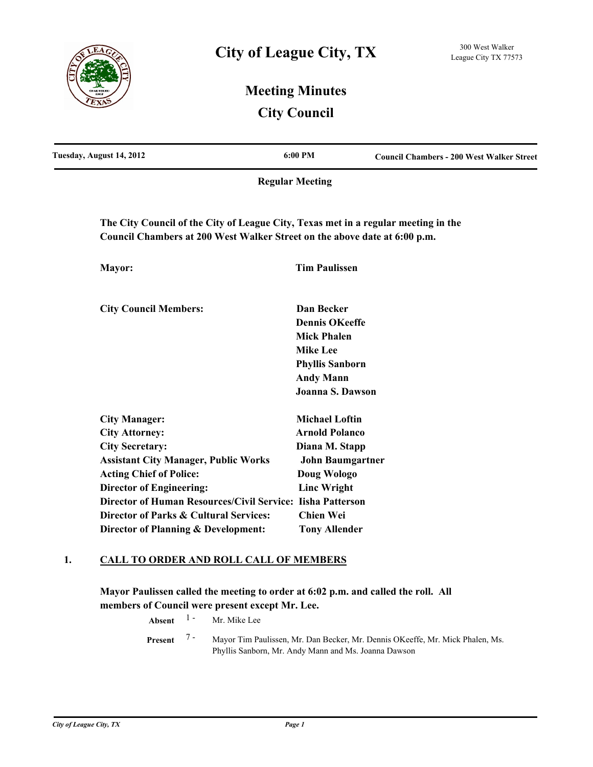# City of League City, TX

300 West Walker
League City TX 77573

## Meeting Minutes
## City Council

| Tuesday, August 14, 2012 | 6:00 PM | Council Chambers - 200 West Walker Street |
|---|---|---|

**Regular Meeting**

**The City Council of the City of League City, Texas met in a regular meeting in the Council Chambers at 200 West Walker Street on the above date at 6:00 p.m.**

| | |
|---|---|
| **Mayor:** | **Tim Paulissen** |
| **City Council Members:** | **Dan Becker** |
| | **Dennis OKeeffe** |
| | **Mick Phalen** |
| | **Mike Lee** |
| | **Phyllis Sanborn** |
| | **Andy Mann** |
| | **Joanna S. Dawson** |
| **City Manager:** | **Michael Loftin** |
| **City Attorney:** | **Arnold Polanco** |
| **City Secretary:** | **Diana M. Stapp** |
| **Assistant City Manager, Public Works** | **John Baumgartner** |
| **Acting Chief of Police:** | **Doug Wologo** |
| **Director of Engineering:** | **Linc Wright** |
| **Director of Human Resources/Civil Service:** | **Iisha Patterson** |
| **Director of Parks & Cultural Services:** | **Chien Wei** |
| **Director of Planning & Development:** | **Tony Allender** |

## 1. CALL TO ORDER AND ROLL CALL OF MEMBERS

**Mayor Paulissen called the meeting to order at 6:02 p.m. and called the roll. All members of Council were present except Mr. Lee.**

**Absent** 1 - Mr. Mike Lee

**Present** 7 - Mayor Tim Paulissen, Mr. Dan Becker, Mr. Dennis OKeeffe, Mr. Mick Phalen, Ms. Phyllis Sanborn, Mr. Andy Mann and Ms. Joanna Dawson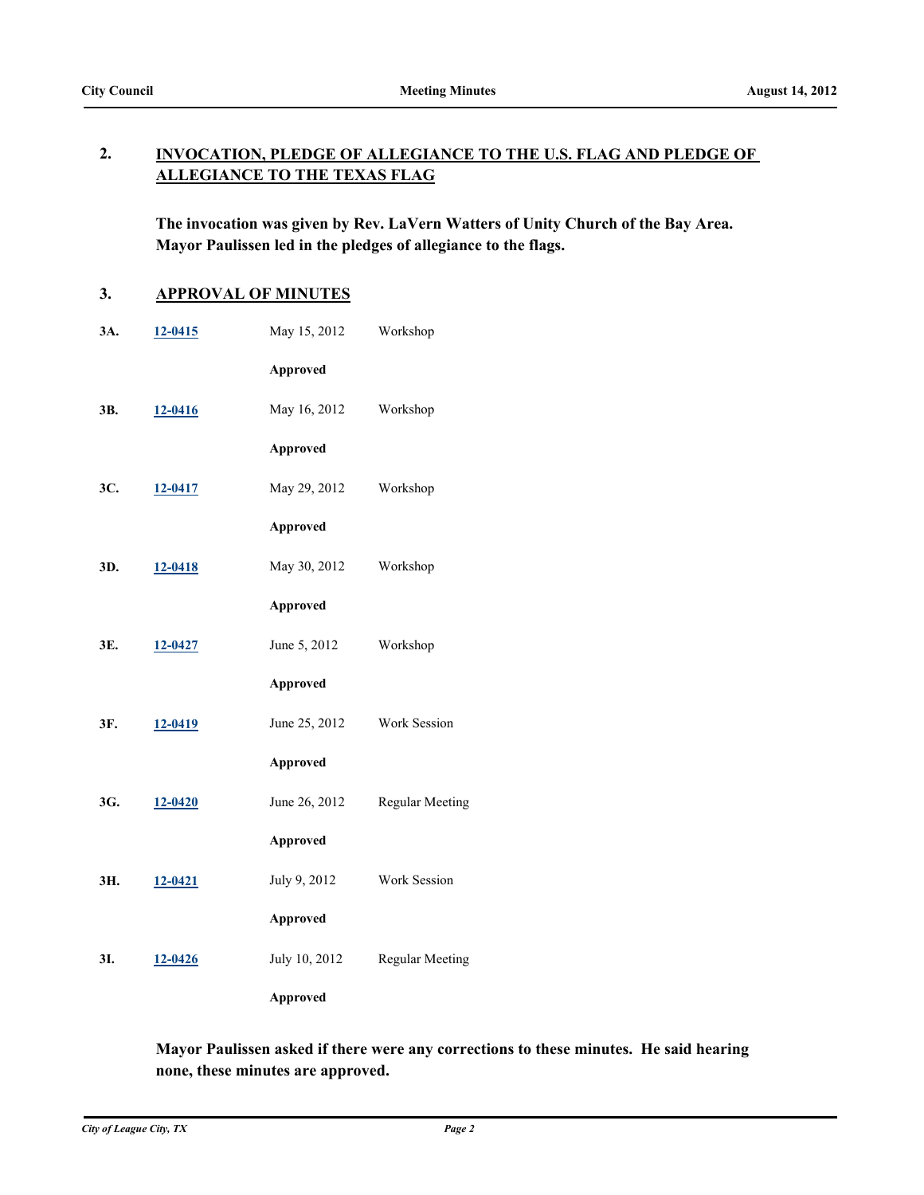## 2. INVOCATION, PLEDGE OF ALLEGIANCE TO THE U.S. FLAG AND PLEDGE OF ALLEGIANCE TO THE TEXAS FLAG

**The invocation was given by Rev. LaVern Watters of Unity Church of the Bay Area. Mayor Paulissen led in the pledges of allegiance to the flags.**

## 3. APPROVAL OF MINUTES

**3A.** 12-0415 May 15, 2012 Workshop

**Approved**

**3B.** 12-0416 May 16, 2012 Workshop

**Approved**

**3C.** 12-0417 May 29, 2012 Workshop

**Approved**

**3D.** 12-0418 May 30, 2012 Workshop

**Approved**

**3E.** 12-0427 June 5, 2012 Workshop

**Approved**

**3F.** 12-0419 June 25, 2012 Work Session

**Approved**

**3G.** 12-0420 June 26, 2012 Regular Meeting

**Approved**

**3H.** 12-0421 July 9, 2012 Work Session

**Approved**

**3I.** 12-0426 July 10, 2012 Regular Meeting

**Approved**

**Mayor Paulissen asked if there were any corrections to these minutes. He said hearing none, these minutes are approved.**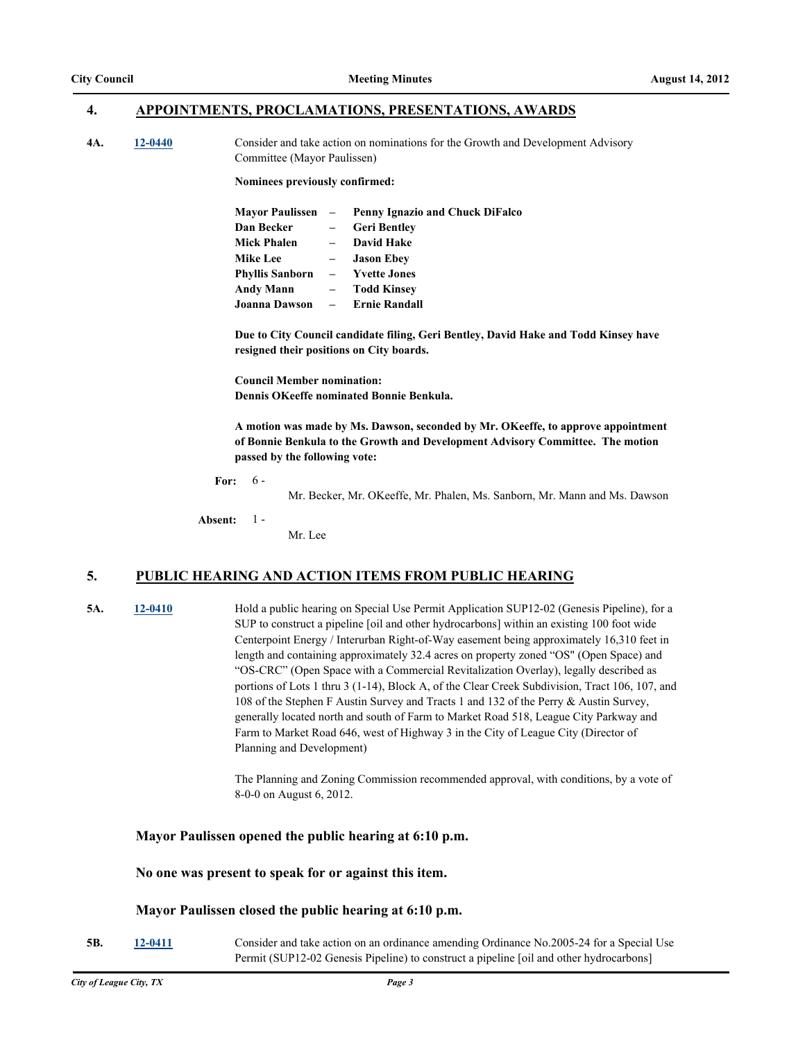## 4. APPOINTMENTS, PROCLAMATIONS, PRESENTATIONS, AWARDS

**4A.** 12-0440 Consider and take action on nominations for the Growth and Development Advisory Committee (Mayor Paulissen)

**Nominees previously confirmed:**

**Mayor Paulissen – Penny Ignazio and Chuck DiFalco**
**Dan Becker – Geri Bentley**
**Mick Phalen – David Hake**
**Mike Lee – Jason Ebey**
**Phyllis Sanborn – Yvette Jones**
**Andy Mann – Todd Kinsey**
**Joanna Dawson – Ernie Randall**

**Due to City Council candidate filing, Geri Bentley, David Hake and Todd Kinsey have resigned their positions on City boards.**

**Council Member nomination:**
**Dennis OKeeffe nominated Bonnie Benkula.**

**A motion was made by Ms. Dawson, seconded by Mr. OKeeffe, to approve appointment of Bonnie Benkula to the Growth and Development Advisory Committee. The motion passed by the following vote:**

**For:** 6 - Mr. Becker, Mr. OKeeffe, Mr. Phalen, Ms. Sanborn, Mr. Mann and Ms. Dawson

**Absent:** 1 - Mr. Lee

## 5. PUBLIC HEARING AND ACTION ITEMS FROM PUBLIC HEARING

**5A.** 12-0410 Hold a public hearing on Special Use Permit Application SUP12-02 (Genesis Pipeline), for a SUP to construct a pipeline [oil and other hydrocarbons] within an existing 100 foot wide Centerpoint Energy / Interurban Right-of-Way easement being approximately 16,310 feet in length and containing approximately 32.4 acres on property zoned "OS" (Open Space) and "OS-CRC" (Open Space with a Commercial Revitalization Overlay), legally described as portions of Lots 1 thru 3 (1-14), Block A, of the Clear Creek Subdivision, Tract 106, 107, and 108 of the Stephen F Austin Survey and Tracts 1 and 132 of the Perry & Austin Survey, generally located north and south of Farm to Market Road 518, League City Parkway and Farm to Market Road 646, west of Highway 3 in the City of League City (Director of Planning and Development)

The Planning and Zoning Commission recommended approval, with conditions, by a vote of 8-0-0 on August 6, 2012.

**Mayor Paulissen opened the public hearing at 6:10 p.m.**

**No one was present to speak for or against this item.**

**Mayor Paulissen closed the public hearing at 6:10 p.m.**

**5B.** 12-0411 Consider and take action on an ordinance amending Ordinance No.2005-24 for a Special Use Permit (SUP12-02 Genesis Pipeline) to construct a pipeline [oil and other hydrocarbons]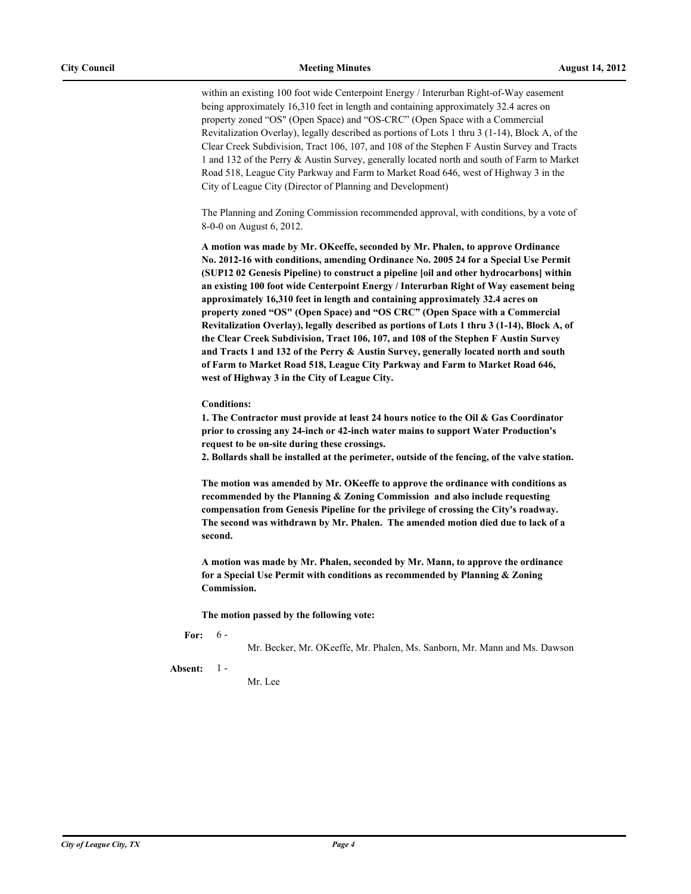within an existing 100 foot wide Centerpoint Energy / Interurban Right-of-Way easement being approximately 16,310 feet in length and containing approximately 32.4 acres on property zoned "OS" (Open Space) and "OS-CRC" (Open Space with a Commercial Revitalization Overlay), legally described as portions of Lots 1 thru 3 (1-14), Block A, of the Clear Creek Subdivision, Tract 106, 107, and 108 of the Stephen F Austin Survey and Tracts 1 and 132 of the Perry & Austin Survey, generally located north and south of Farm to Market Road 518, League City Parkway and Farm to Market Road 646, west of Highway 3 in the City of League City (Director of Planning and Development)

The Planning and Zoning Commission recommended approval, with conditions, by a vote of 8-0-0 on August 6, 2012.

**A motion was made by Mr. OKeeffe, seconded by Mr. Phalen, to approve Ordinance No. 2012-16 with conditions, amending Ordinance No. 2005 24 for a Special Use Permit (SUP12 02 Genesis Pipeline) to construct a pipeline [oil and other hydrocarbons] within an existing 100 foot wide Centerpoint Energy / Interurban Right of Way easement being approximately 16,310 feet in length and containing approximately 32.4 acres on property zoned "OS" (Open Space) and "OS CRC" (Open Space with a Commercial Revitalization Overlay), legally described as portions of Lots 1 thru 3 (1-14), Block A, of the Clear Creek Subdivision, Tract 106, 107, and 108 of the Stephen F Austin Survey and Tracts 1 and 132 of the Perry & Austin Survey, generally located north and south of Farm to Market Road 518, League City Parkway and Farm to Market Road 646, west of Highway 3 in the City of League City.**

**Conditions:**
**1. The Contractor must provide at least 24 hours notice to the Oil & Gas Coordinator prior to crossing any 24-inch or 42-inch water mains to support Water Production's request to be on-site during these crossings.**
**2. Bollards shall be installed at the perimeter, outside of the fencing, of the valve station.**

**The motion was amended by Mr. OKeeffe to approve the ordinance with conditions as recommended by the Planning & Zoning Commission and also include requesting compensation from Genesis Pipeline for the privilege of crossing the City's roadway. The second was withdrawn by Mr. Phalen. The amended motion died due to lack of a second.**

**A motion was made by Mr. Phalen, seconded by Mr. Mann, to approve the ordinance for a Special Use Permit with conditions as recommended by Planning & Zoning Commission.**

**The motion passed by the following vote:**

**For:** 6 - Mr. Becker, Mr. OKeeffe, Mr. Phalen, Ms. Sanborn, Mr. Mann and Ms. Dawson

**Absent:** 1 - Mr. Lee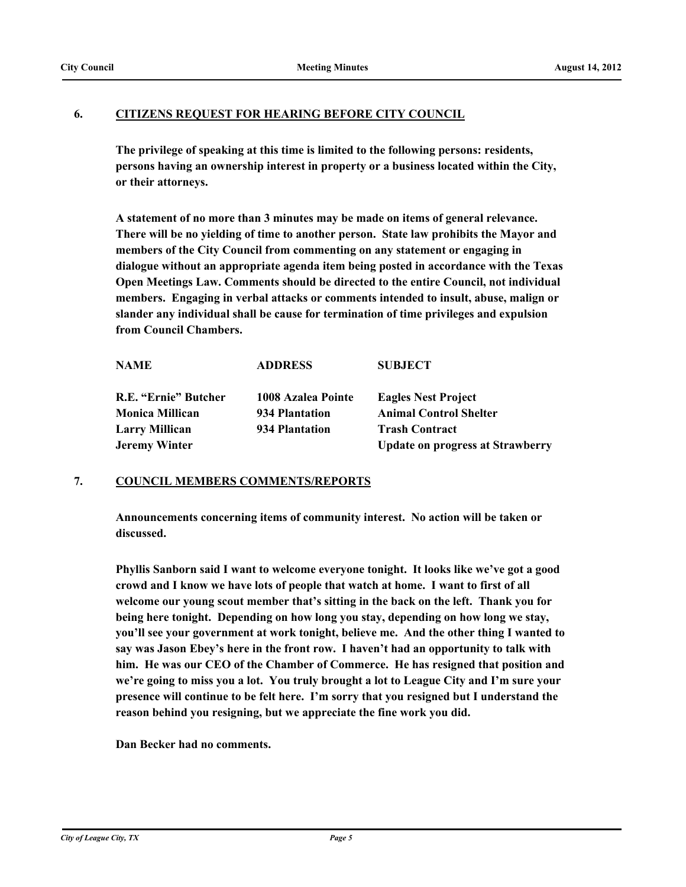## 6. CITIZENS REQUEST FOR HEARING BEFORE CITY COUNCIL

**The privilege of speaking at this time is limited to the following persons: residents, persons having an ownership interest in property or a business located within the City, or their attorneys.**

**A statement of no more than 3 minutes may be made on items of general relevance. There will be no yielding of time to another person. State law prohibits the Mayor and members of the City Council from commenting on any statement or engaging in dialogue without an appropriate agenda item being posted in accordance with the Texas Open Meetings Law. Comments should be directed to the entire Council, not individual members. Engaging in verbal attacks or comments intended to insult, abuse, malign or slander any individual shall be cause for termination of time privileges and expulsion from Council Chambers.**

| NAME | ADDRESS | SUBJECT |
|---|---|---|
| R.E. "Ernie" Butcher | 1008 Azalea Pointe | Eagles Nest Project |
| Monica Millican | 934 Plantation | Animal Control Shelter |
| Larry Millican | 934 Plantation | Trash Contract |
| Jeremy Winter | | Update on progress at Strawberry |

## 7. COUNCIL MEMBERS COMMENTS/REPORTS

**Announcements concerning items of community interest. No action will be taken or discussed.**

**Phyllis Sanborn said I want to welcome everyone tonight. It looks like we've got a good crowd and I know we have lots of people that watch at home. I want to first of all welcome our young scout member that's sitting in the back on the left. Thank you for being here tonight. Depending on how long you stay, depending on how long we stay, you'll see your government at work tonight, believe me. And the other thing I wanted to say was Jason Ebey's here in the front row. I haven't had an opportunity to talk with him. He was our CEO of the Chamber of Commerce. He has resigned that position and we're going to miss you a lot. You truly brought a lot to League City and I'm sure your presence will continue to be felt here. I'm sorry that you resigned but I understand the reason behind you resigning, but we appreciate the fine work you did.**

**Dan Becker had no comments.**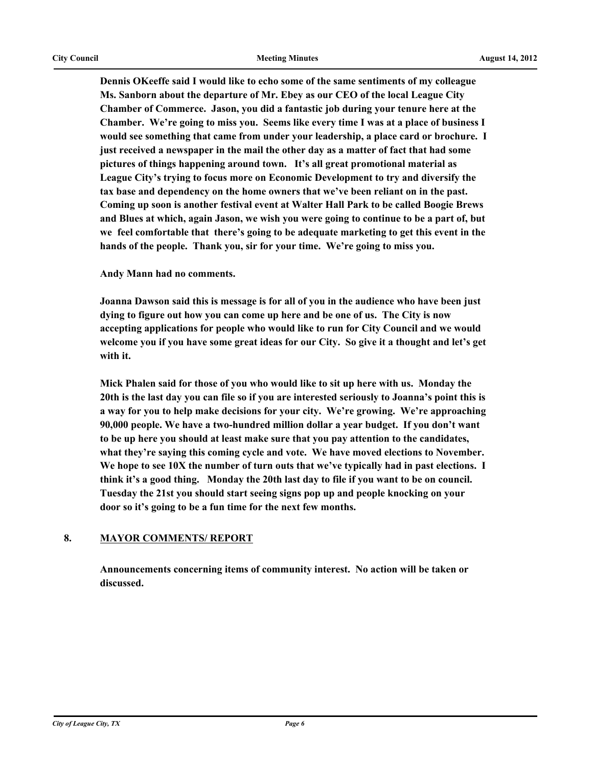**Dennis OKeeffe said I would like to echo some of the same sentiments of my colleague Ms. Sanborn about the departure of Mr. Ebey as our CEO of the local League City Chamber of Commerce. Jason, you did a fantastic job during your tenure here at the Chamber. We're going to miss you. Seems like every time I was at a place of business I would see something that came from under your leadership, a place card or brochure. I just received a newspaper in the mail the other day as a matter of fact that had some pictures of things happening around town. It's all great promotional material as League City's trying to focus more on Economic Development to try and diversify the tax base and dependency on the home owners that we've been reliant on in the past. Coming up soon is another festival event at Walter Hall Park to be called Boogie Brews and Blues at which, again Jason, we wish you were going to continue to be a part of, but we feel comfortable that there's going to be adequate marketing to get this event in the hands of the people. Thank you, sir for your time. We're going to miss you.**

**Andy Mann had no comments.**

**Joanna Dawson said this is message is for all of you in the audience who have been just dying to figure out how you can come up here and be one of us. The City is now accepting applications for people who would like to run for City Council and we would welcome you if you have some great ideas for our City. So give it a thought and let's get with it.**

**Mick Phalen said for those of you who would like to sit up here with us. Monday the 20th is the last day you can file so if you are interested seriously to Joanna's point this is a way for you to help make decisions for your city. We're growing. We're approaching 90,000 people. We have a two-hundred million dollar a year budget. If you don't want to be up here you should at least make sure that you pay attention to the candidates, what they're saying this coming cycle and vote. We have moved elections to November. We hope to see 10X the number of turn outs that we've typically had in past elections. I think it's a good thing. Monday the 20th last day to file if you want to be on council. Tuesday the 21st you should start seeing signs pop up and people knocking on your door so it's going to be a fun time for the next few months.**

## 8. MAYOR COMMENTS/ REPORT

**Announcements concerning items of community interest. No action will be taken or discussed.**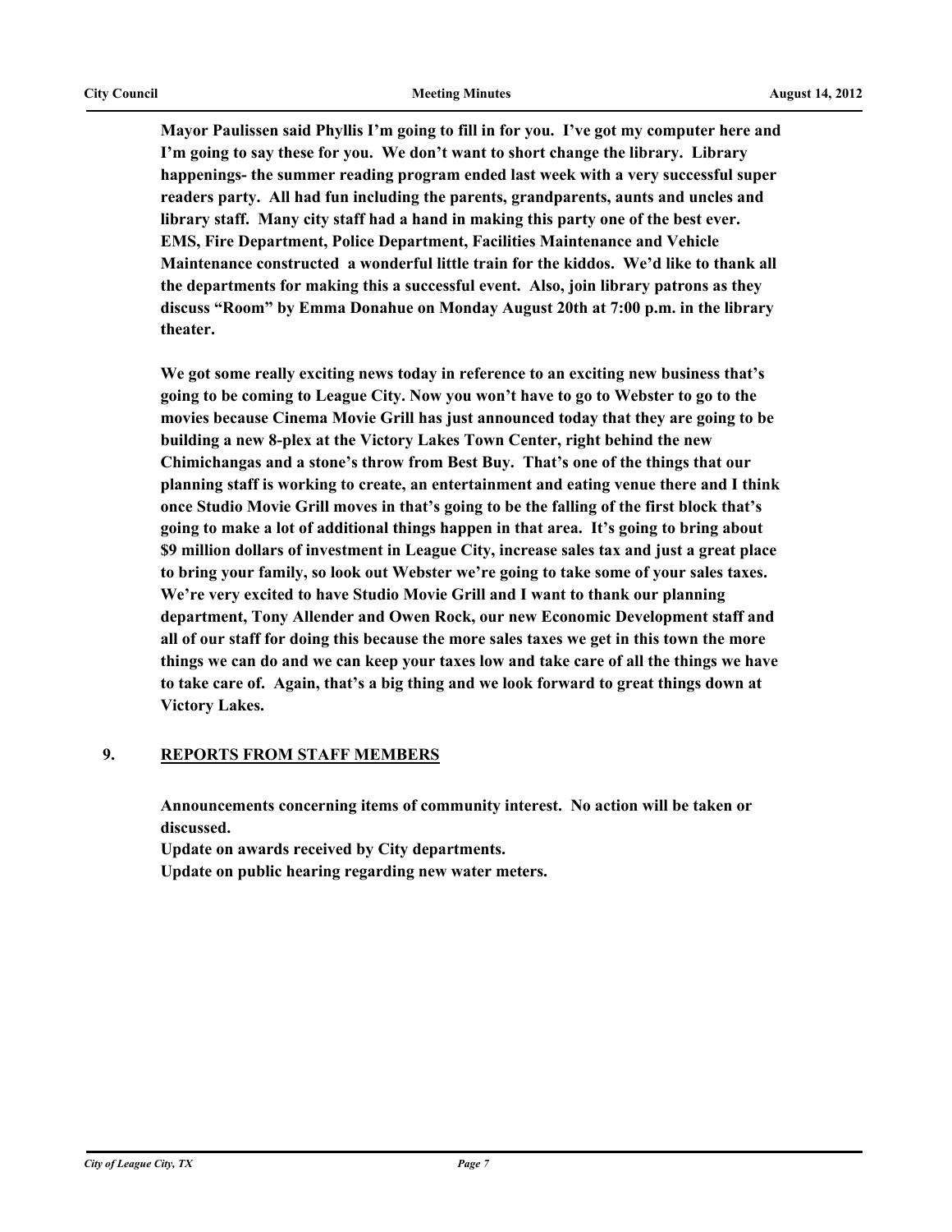**Mayor Paulissen said Phyllis I'm going to fill in for you. I've got my computer here and I'm going to say these for you. We don't want to short change the library. Library happenings- the summer reading program ended last week with a very successful super readers party. All had fun including the parents, grandparents, aunts and uncles and library staff. Many city staff had a hand in making this party one of the best ever. EMS, Fire Department, Police Department, Facilities Maintenance and Vehicle Maintenance constructed a wonderful little train for the kiddos. We'd like to thank all the departments for making this a successful event. Also, join library patrons as they discuss "Room" by Emma Donahue on Monday August 20th at 7:00 p.m. in the library theater.**

**We got some really exciting news today in reference to an exciting new business that's going to be coming to League City. Now you won't have to go to Webster to go to the movies because Cinema Movie Grill has just announced today that they are going to be building a new 8-plex at the Victory Lakes Town Center, right behind the new Chimichangas and a stone's throw from Best Buy. That's one of the things that our planning staff is working to create, an entertainment and eating venue there and I think once Studio Movie Grill moves in that's going to be the falling of the first block that's going to make a lot of additional things happen in that area. It's going to bring about $9 million dollars of investment in League City, increase sales tax and just a great place to bring your family, so look out Webster we're going to take some of your sales taxes. We're very excited to have Studio Movie Grill and I want to thank our planning department, Tony Allender and Owen Rock, our new Economic Development staff and all of our staff for doing this because the more sales taxes we get in this town the more things we can do and we can keep your taxes low and take care of all the things we have to take care of. Again, that's a big thing and we look forward to great things down at Victory Lakes.**

## 9. REPORTS FROM STAFF MEMBERS

**Announcements concerning items of community interest. No action will be taken or discussed.**

**Update on awards received by City departments.**

**Update on public hearing regarding new water meters.**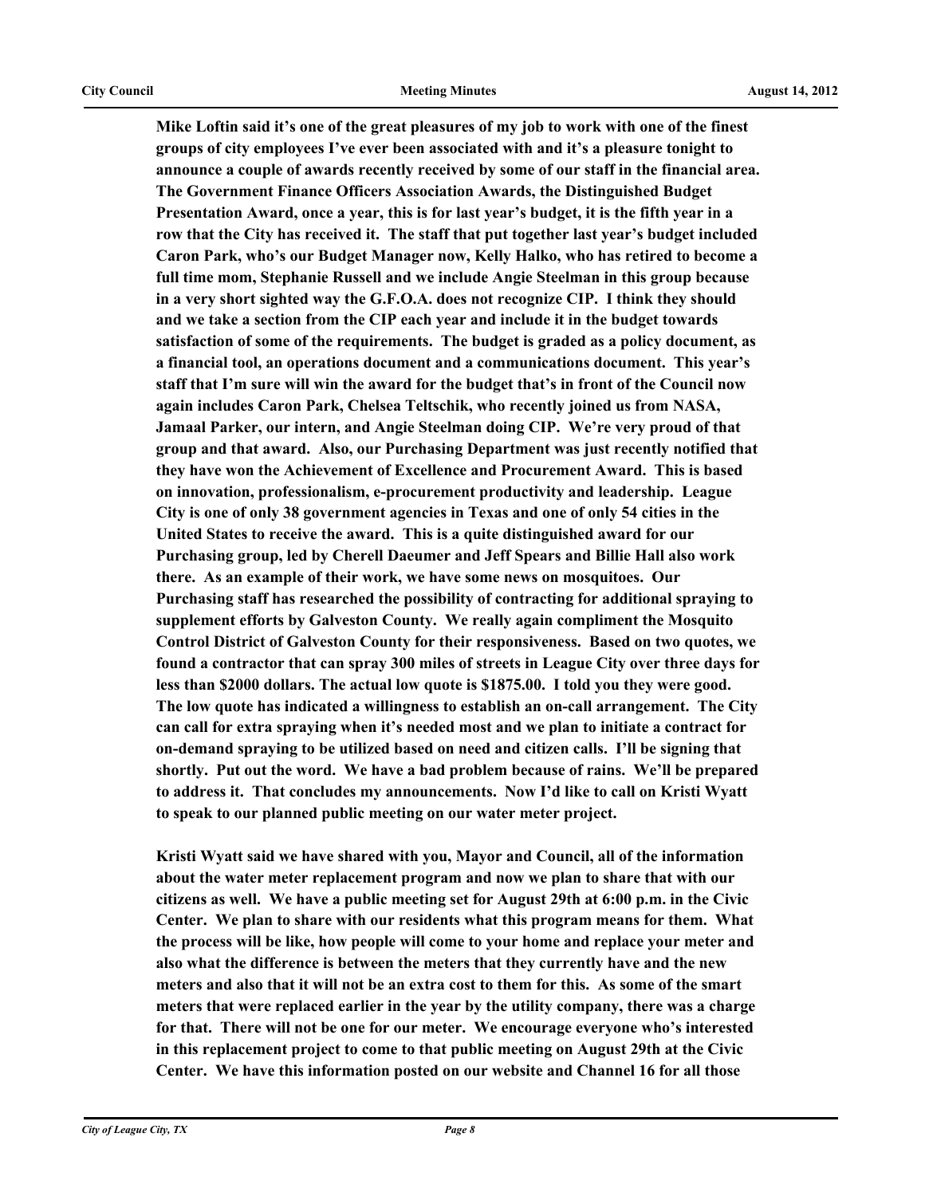**Mike Loftin said it's one of the great pleasures of my job to work with one of the finest groups of city employees I've ever been associated with and it's a pleasure tonight to announce a couple of awards recently received by some of our staff in the financial area. The Government Finance Officers Association Awards, the Distinguished Budget Presentation Award, once a year, this is for last year's budget, it is the fifth year in a row that the City has received it. The staff that put together last year's budget included Caron Park, who's our Budget Manager now, Kelly Halko, who has retired to become a full time mom, Stephanie Russell and we include Angie Steelman in this group because in a very short sighted way the G.F.O.A. does not recognize CIP. I think they should and we take a section from the CIP each year and include it in the budget towards satisfaction of some of the requirements. The budget is graded as a policy document, as a financial tool, an operations document and a communications document. This year's staff that I'm sure will win the award for the budget that's in front of the Council now again includes Caron Park, Chelsea Teltschik, who recently joined us from NASA, Jamaal Parker, our intern, and Angie Steelman doing CIP. We're very proud of that group and that award. Also, our Purchasing Department was just recently notified that they have won the Achievement of Excellence and Procurement Award. This is based on innovation, professionalism, e-procurement productivity and leadership. League City is one of only 38 government agencies in Texas and one of only 54 cities in the United States to receive the award. This is a quite distinguished award for our Purchasing group, led by Cherell Daeumer and Jeff Spears and Billie Hall also work there. As an example of their work, we have some news on mosquitoes. Our Purchasing staff has researched the possibility of contracting for additional spraying to supplement efforts by Galveston County. We really again compliment the Mosquito Control District of Galveston County for their responsiveness. Based on two quotes, we found a contractor that can spray 300 miles of streets in League City over three days for less than $2000 dollars. The actual low quote is $1875.00. I told you they were good. The low quote has indicated a willingness to establish an on-call arrangement. The City can call for extra spraying when it's needed most and we plan to initiate a contract for on-demand spraying to be utilized based on need and citizen calls. I'll be signing that shortly. Put out the word. We have a bad problem because of rains. We'll be prepared to address it. That concludes my announcements. Now I'd like to call on Kristi Wyatt to speak to our planned public meeting on our water meter project.**

**Kristi Wyatt said we have shared with you, Mayor and Council, all of the information about the water meter replacement program and now we plan to share that with our citizens as well. We have a public meeting set for August 29th at 6:00 p.m. in the Civic Center. We plan to share with our residents what this program means for them. What the process will be like, how people will come to your home and replace your meter and also what the difference is between the meters that they currently have and the new meters and also that it will not be an extra cost to them for this. As some of the smart meters that were replaced earlier in the year by the utility company, there was a charge for that. There will not be one for our meter. We encourage everyone who's interested in this replacement project to come to that public meeting on August 29th at the Civic Center. We have this information posted on our website and Channel 16 for all those**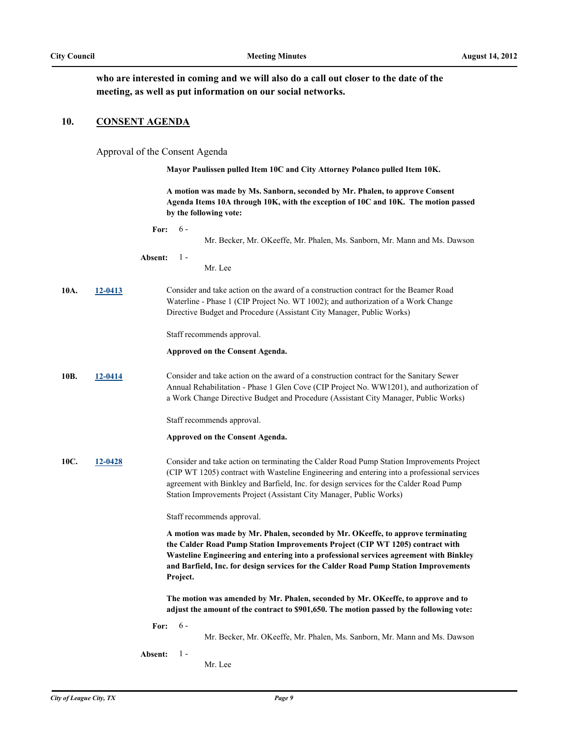**who are interested in coming and we will also do a call out closer to the date of the meeting, as well as put information on our social networks.**

## 10. CONSENT AGENDA

Approval of the Consent Agenda

**Mayor Paulissen pulled Item 10C and City Attorney Polanco pulled Item 10K.**

**A motion was made by Ms. Sanborn, seconded by Mr. Phalen, to approve Consent Agenda Items 10A through 10K, with the exception of 10C and 10K. The motion passed by the following vote:**

**For:** 6 - Mr. Becker, Mr. OKeeffe, Mr. Phalen, Ms. Sanborn, Mr. Mann and Ms. Dawson

**Absent:** 1 - Mr. Lee

**10A. 12-0413** Consider and take action on the award of a construction contract for the Beamer Road Waterline - Phase 1 (CIP Project No. WT 1002); and authorization of a Work Change Directive Budget and Procedure (Assistant City Manager, Public Works)

Staff recommends approval.

**Approved on the Consent Agenda.**

**10B. 12-0414** Consider and take action on the award of a construction contract for the Sanitary Sewer Annual Rehabilitation - Phase 1 Glen Cove (CIP Project No. WW1201), and authorization of a Work Change Directive Budget and Procedure (Assistant City Manager, Public Works)

Staff recommends approval.

**Approved on the Consent Agenda.**

**10C. 12-0428** Consider and take action on terminating the Calder Road Pump Station Improvements Project (CIP WT 1205) contract with Wasteline Engineering and entering into a professional services agreement with Binkley and Barfield, Inc. for design services for the Calder Road Pump Station Improvements Project (Assistant City Manager, Public Works)

Staff recommends approval.

**A motion was made by Mr. Phalen, seconded by Mr. OKeeffe, to approve terminating the Calder Road Pump Station Improvements Project (CIP WT 1205) contract with Wasteline Engineering and entering into a professional services agreement with Binkley and Barfield, Inc. for design services for the Calder Road Pump Station Improvements Project.**

**The motion was amended by Mr. Phalen, seconded by Mr. OKeeffe, to approve and to adjust the amount of the contract to $901,650. The motion passed by the following vote:**

**For:** 6 - Mr. Becker, Mr. OKeeffe, Mr. Phalen, Ms. Sanborn, Mr. Mann and Ms. Dawson

**Absent:** 1 - Mr. Lee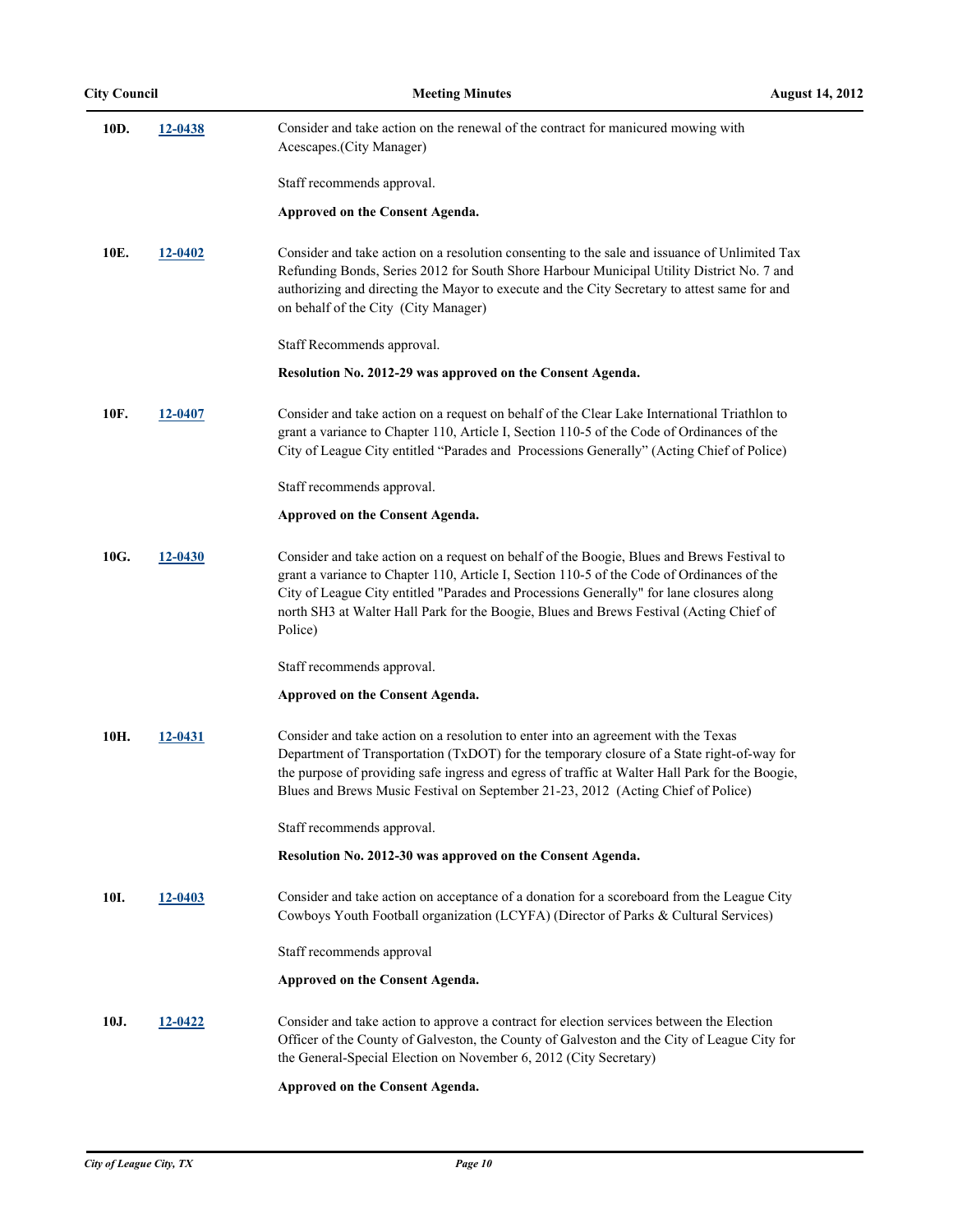**10D.** **12-0438**

Consider and take action on the renewal of the contract for manicured mowing with Acescapes.(City Manager)

Staff recommends approval.

**Approved on the Consent Agenda.**

**10E.** **12-0402**

Consider and take action on a resolution consenting to the sale and issuance of Unlimited Tax Refunding Bonds, Series 2012 for South Shore Harbour Municipal Utility District No. 7 and authorizing and directing the Mayor to execute and the City Secretary to attest same for and on behalf of the City (City Manager)

Staff Recommends approval.

**Resolution No. 2012-29 was approved on the Consent Agenda.**

**10F.** **12-0407**

Consider and take action on a request on behalf of the Clear Lake International Triathlon to grant a variance to Chapter 110, Article I, Section 110-5 of the Code of Ordinances of the City of League City entitled "Parades and Processions Generally" (Acting Chief of Police)

Staff recommends approval.

**Approved on the Consent Agenda.**

**10G.** **12-0430**

Consider and take action on a request on behalf of the Boogie, Blues and Brews Festival to grant a variance to Chapter 110, Article I, Section 110-5 of the Code of Ordinances of the City of League City entitled "Parades and Processions Generally" for lane closures along north SH3 at Walter Hall Park for the Boogie, Blues and Brews Festival (Acting Chief of Police)

Staff recommends approval.

**Approved on the Consent Agenda.**

**10H.** **12-0431**

Consider and take action on a resolution to enter into an agreement with the Texas Department of Transportation (TxDOT) for the temporary closure of a State right-of-way for the purpose of providing safe ingress and egress of traffic at Walter Hall Park for the Boogie, Blues and Brews Music Festival on September 21-23, 2012 (Acting Chief of Police)

Staff recommends approval.

**Resolution No. 2012-30 was approved on the Consent Agenda.**

**10I.** **12-0403**

Consider and take action on acceptance of a donation for a scoreboard from the League City Cowboys Youth Football organization (LCYFA) (Director of Parks & Cultural Services)

Staff recommends approval

**Approved on the Consent Agenda.**

**10J.** **12-0422**

Consider and take action to approve a contract for election services between the Election Officer of the County of Galveston, the County of Galveston and the City of League City for the General-Special Election on November 6, 2012 (City Secretary)

**Approved on the Consent Agenda.**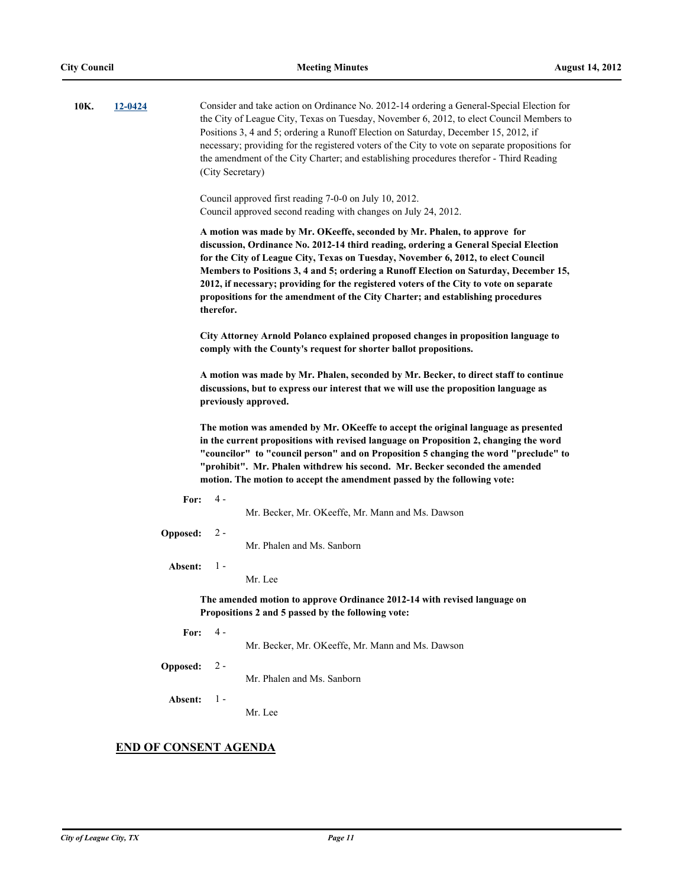**10K.** **12-0424** Consider and take action on Ordinance No. 2012-14 ordering a General-Special Election for the City of League City, Texas on Tuesday, November 6, 2012, to elect Council Members to Positions 3, 4 and 5; ordering a Runoff Election on Saturday, December 15, 2012, if necessary; providing for the registered voters of the City to vote on separate propositions for the amendment of the City Charter; and establishing procedures therefor - Third Reading (City Secretary)

Council approved first reading 7-0-0 on July 10, 2012.
Council approved second reading with changes on July 24, 2012.

**A motion was made by Mr. OKeeffe, seconded by Mr. Phalen, to approve for discussion, Ordinance No. 2012-14 third reading, ordering a General Special Election for the City of League City, Texas on Tuesday, November 6, 2012, to elect Council Members to Positions 3, 4 and 5; ordering a Runoff Election on Saturday, December 15, 2012, if necessary; providing for the registered voters of the City to vote on separate propositions for the amendment of the City Charter; and establishing procedures therefor.**

**City Attorney Arnold Polanco explained proposed changes in proposition language to comply with the County's request for shorter ballot propositions.**

**A motion was made by Mr. Phalen, seconded by Mr. Becker, to direct staff to continue discussions, but to express our interest that we will use the proposition language as previously approved.**

**The motion was amended by Mr. OKeeffe to accept the original language as presented in the current propositions with revised language on Proposition 2, changing the word "councilor" to "council person" and on Proposition 5 changing the word "preclude" to "prohibit". Mr. Phalen withdrew his second. Mr. Becker seconded the amended motion. The motion to accept the amendment passed by the following vote:**

**For:** 4 - Mr. Becker, Mr. OKeeffe, Mr. Mann and Ms. Dawson

**Opposed:** 2 - Mr. Phalen and Ms. Sanborn

**Absent:** 1 - Mr. Lee

**The amended motion to approve Ordinance 2012-14 with revised language on Propositions 2 and 5 passed by the following vote:**

**For:** 4 - Mr. Becker, Mr. OKeeffe, Mr. Mann and Ms. Dawson

**Opposed:** 2 - Mr. Phalen and Ms. Sanborn

**Absent:** 1 - Mr. Lee

## END OF CONSENT AGENDA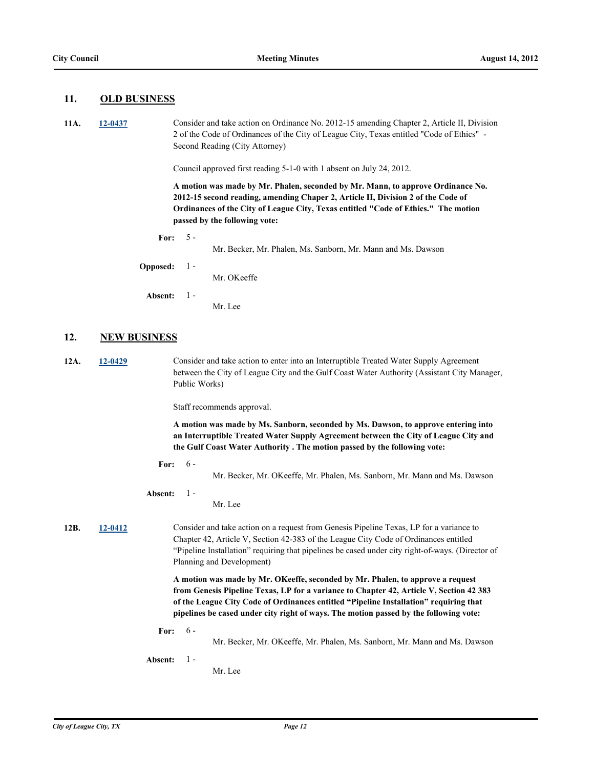## 11. OLD BUSINESS

**11A.** 12-0437

Consider and take action on Ordinance No. 2012-15 amending Chapter 2, Article II, Division 2 of the Code of Ordinances of the City of League City, Texas entitled "Code of Ethics" - Second Reading (City Attorney)

Council approved first reading 5-1-0 with 1 absent on July 24, 2012.

**A motion was made by Mr. Phalen, seconded by Mr. Mann, to approve Ordinance No. 2012-15 second reading, amending Chaper 2, Article II, Division 2 of the Code of Ordinances of the City of League City, Texas entitled "Code of Ethics." The motion passed by the following vote:**

**For:** 5 - Mr. Becker, Mr. Phalen, Ms. Sanborn, Mr. Mann and Ms. Dawson

**Opposed:** 1 - Mr. OKeeffe

**Absent:** 1 - Mr. Lee

## 12. NEW BUSINESS

**12A.** 12-0429

Consider and take action to enter into an Interruptible Treated Water Supply Agreement between the City of League City and the Gulf Coast Water Authority (Assistant City Manager, Public Works)

Staff recommends approval.

**A motion was made by Ms. Sanborn, seconded by Ms. Dawson, to approve entering into an Interruptible Treated Water Supply Agreement between the City of League City and the Gulf Coast Water Authority . The motion passed by the following vote:**

**For:** 6 - Mr. Becker, Mr. OKeeffe, Mr. Phalen, Ms. Sanborn, Mr. Mann and Ms. Dawson

**Absent:** 1 - Mr. Lee

**12B.** 12-0412

Consider and take action on a request from Genesis Pipeline Texas, LP for a variance to Chapter 42, Article V, Section 42-383 of the League City Code of Ordinances entitled "Pipeline Installation" requiring that pipelines be cased under city right-of-ways. (Director of Planning and Development)

**A motion was made by Mr. OKeeffe, seconded by Mr. Phalen, to approve a request from Genesis Pipeline Texas, LP for a variance to Chapter 42, Article V, Section 42 383 of the League City Code of Ordinances entitled "Pipeline Installation" requiring that pipelines be cased under city right of ways. The motion passed by the following vote:**

**For:** 6 - Mr. Becker, Mr. OKeeffe, Mr. Phalen, Ms. Sanborn, Mr. Mann and Ms. Dawson

**Absent:** 1 - Mr. Lee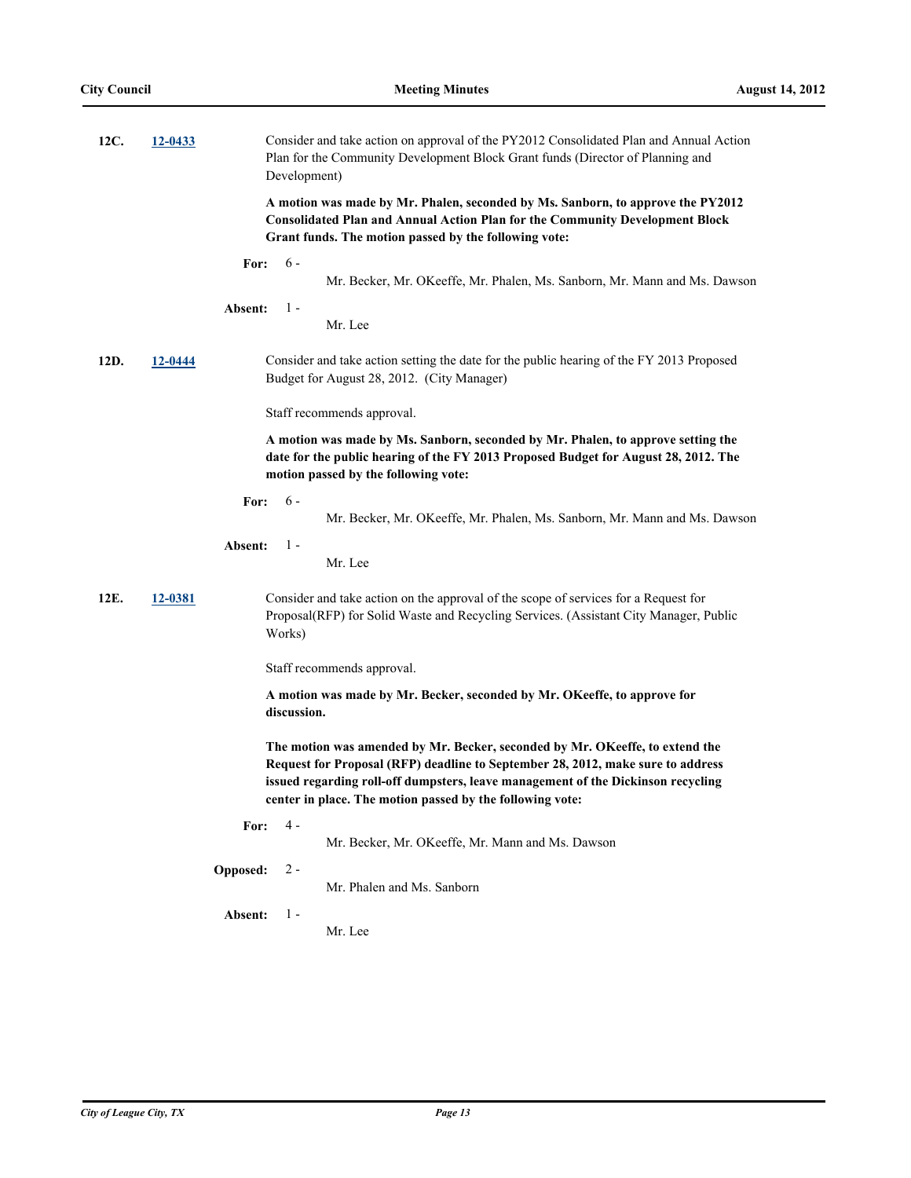**12C.** **12-0433**

Consider and take action on approval of the PY2012 Consolidated Plan and Annual Action Plan for the Community Development Block Grant funds (Director of Planning and Development)

**A motion was made by Mr. Phalen, seconded by Ms. Sanborn, to approve the PY2012 Consolidated Plan and Annual Action Plan for the Community Development Block Grant funds. The motion passed by the following vote:**

**For:** 6 - Mr. Becker, Mr. OKeeffe, Mr. Phalen, Ms. Sanborn, Mr. Mann and Ms. Dawson

**Absent:** 1 - Mr. Lee

**12D.** **12-0444**

Consider and take action setting the date for the public hearing of the FY 2013 Proposed Budget for August 28, 2012. (City Manager)

Staff recommends approval.

**A motion was made by Ms. Sanborn, seconded by Mr. Phalen, to approve setting the date for the public hearing of the FY 2013 Proposed Budget for August 28, 2012. The motion passed by the following vote:**

**For:** 6 - Mr. Becker, Mr. OKeeffe, Mr. Phalen, Ms. Sanborn, Mr. Mann and Ms. Dawson

**Absent:** 1 - Mr. Lee

**12E.** **12-0381**

Consider and take action on the approval of the scope of services for a Request for Proposal(RFP) for Solid Waste and Recycling Services. (Assistant City Manager, Public Works)

Staff recommends approval.

**A motion was made by Mr. Becker, seconded by Mr. OKeeffe, to approve for discussion.**

**The motion was amended by Mr. Becker, seconded by Mr. OKeeffe, to extend the Request for Proposal (RFP) deadline to September 28, 2012, make sure to address issued regarding roll-off dumpsters, leave management of the Dickinson recycling center in place. The motion passed by the following vote:**

**For:** 4 - Mr. Becker, Mr. OKeeffe, Mr. Mann and Ms. Dawson

**Opposed:** 2 - Mr. Phalen and Ms. Sanborn

**Absent:** 1 - Mr. Lee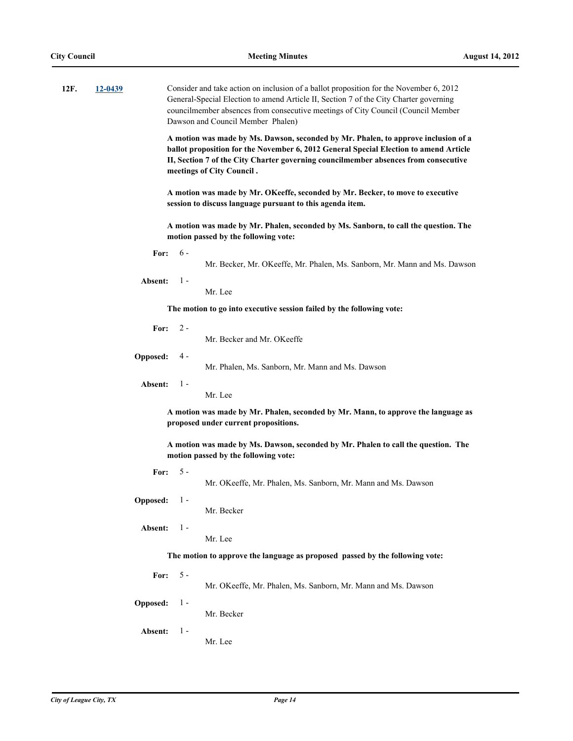**12F.** **12-0439**

Consider and take action on inclusion of a ballot proposition for the November 6, 2012 General-Special Election to amend Article II, Section 7 of the City Charter governing councilmember absences from consecutive meetings of City Council (Council Member Dawson and Council Member Phalen)

**A motion was made by Ms. Dawson, seconded by Mr. Phalen, to approve inclusion of a ballot proposition for the November 6, 2012 General Special Election to amend Article II, Section 7 of the City Charter governing councilmember absences from consecutive meetings of City Council .**

**A motion was made by Mr. OKeeffe, seconded by Mr. Becker, to move to executive session to discuss language pursuant to this agenda item.**

**A motion was made by Mr. Phalen, seconded by Ms. Sanborn, to call the question. The motion passed by the following vote:**

**For:** 6 - Mr. Becker, Mr. OKeeffe, Mr. Phalen, Ms. Sanborn, Mr. Mann and Ms. Dawson

**Absent:** 1 - Mr. Lee

**The motion to go into executive session failed by the following vote:**

**For:** 2 - Mr. Becker and Mr. OKeeffe

**Opposed:** 4 - Mr. Phalen, Ms. Sanborn, Mr. Mann and Ms. Dawson

**Absent:** 1 - Mr. Lee

**A motion was made by Mr. Phalen, seconded by Mr. Mann, to approve the language as proposed under current propositions.**

**A motion was made by Ms. Dawson, seconded by Mr. Phalen to call the question. The motion passed by the following vote:**

**For:** 5 - Mr. OKeeffe, Mr. Phalen, Ms. Sanborn, Mr. Mann and Ms. Dawson

**Opposed:** 1 - Mr. Becker

**Absent:** 1 - Mr. Lee

**The motion to approve the language as proposed passed by the following vote:**

**For:** 5 - Mr. OKeeffe, Mr. Phalen, Ms. Sanborn, Mr. Mann and Ms. Dawson

**Opposed:** 1 - Mr. Becker

**Absent:** 1 - Mr. Lee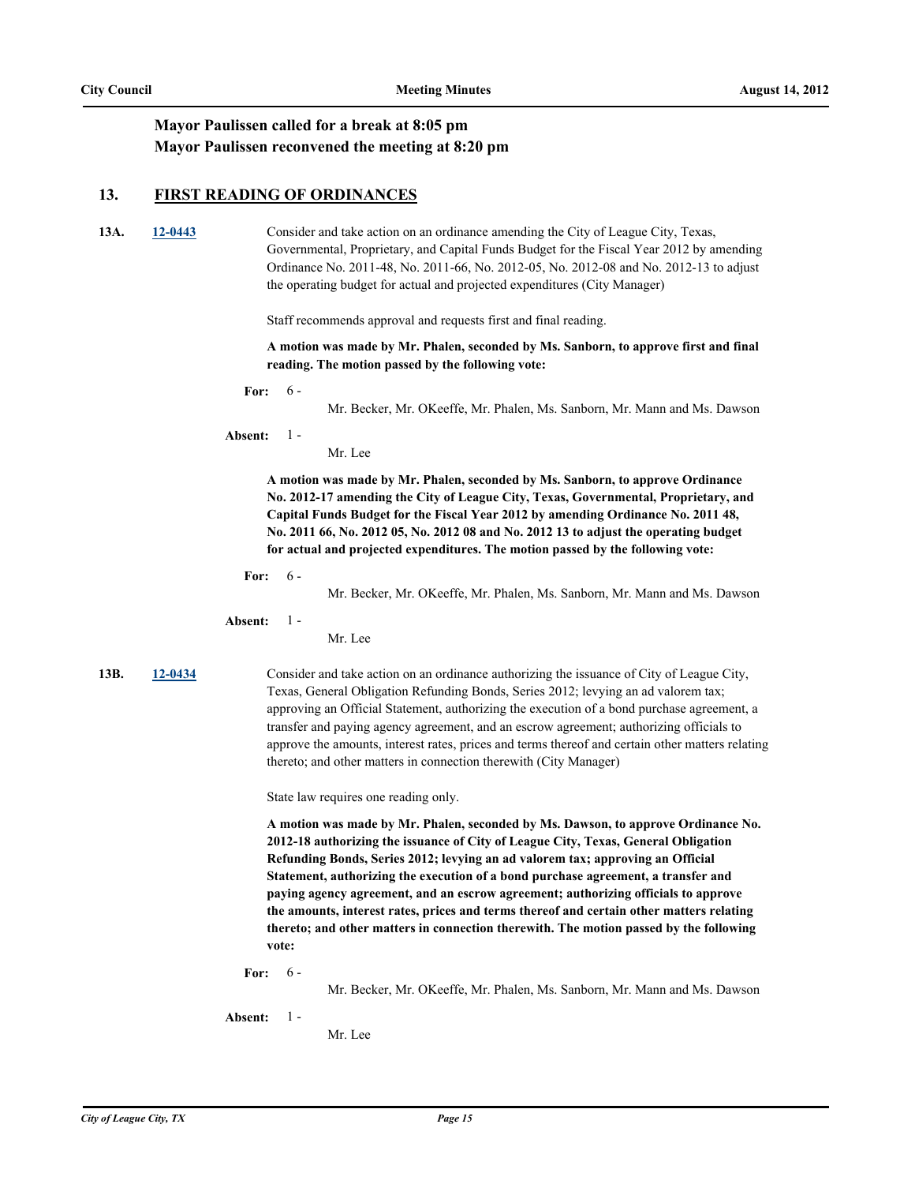**Mayor Paulissen called for a break at 8:05 pm**
**Mayor Paulissen reconvened the meeting at 8:20 pm**

## 13. FIRST READING OF ORDINANCES

**13A.** **12-0443**

Consider and take action on an ordinance amending the City of League City, Texas, Governmental, Proprietary, and Capital Funds Budget for the Fiscal Year 2012 by amending Ordinance No. 2011-48, No. 2011-66, No. 2012-05, No. 2012-08 and No. 2012-13 to adjust the operating budget for actual and projected expenditures (City Manager)

Staff recommends approval and requests first and final reading.

**A motion was made by Mr. Phalen, seconded by Ms. Sanborn, to approve first and final reading. The motion passed by the following vote:**

**For:** 6 - Mr. Becker, Mr. OKeeffe, Mr. Phalen, Ms. Sanborn, Mr. Mann and Ms. Dawson

**Absent:** 1 - Mr. Lee

**A motion was made by Mr. Phalen, seconded by Ms. Sanborn, to approve Ordinance No. 2012-17 amending the City of League City, Texas, Governmental, Proprietary, and Capital Funds Budget for the Fiscal Year 2012 by amending Ordinance No. 2011 48, No. 2011 66, No. 2012 05, No. 2012 08 and No. 2012 13 to adjust the operating budget for actual and projected expenditures. The motion passed by the following vote:**

**For:** 6 - Mr. Becker, Mr. OKeeffe, Mr. Phalen, Ms. Sanborn, Mr. Mann and Ms. Dawson

**Absent:** 1 - Mr. Lee

**13B.** **12-0434**

Consider and take action on an ordinance authorizing the issuance of City of League City, Texas, General Obligation Refunding Bonds, Series 2012; levying an ad valorem tax; approving an Official Statement, authorizing the execution of a bond purchase agreement, a transfer and paying agency agreement, and an escrow agreement; authorizing officials to approve the amounts, interest rates, prices and terms thereof and certain other matters relating thereto; and other matters in connection therewith (City Manager)

State law requires one reading only.

**A motion was made by Mr. Phalen, seconded by Ms. Dawson, to approve Ordinance No. 2012-18 authorizing the issuance of City of League City, Texas, General Obligation Refunding Bonds, Series 2012; levying an ad valorem tax; approving an Official Statement, authorizing the execution of a bond purchase agreement, a transfer and paying agency agreement, and an escrow agreement; authorizing officials to approve the amounts, interest rates, prices and terms thereof and certain other matters relating thereto; and other matters in connection therewith. The motion passed by the following vote:**

**For:** 6 - Mr. Becker, Mr. OKeeffe, Mr. Phalen, Ms. Sanborn, Mr. Mann and Ms. Dawson

**Absent:** 1 - Mr. Lee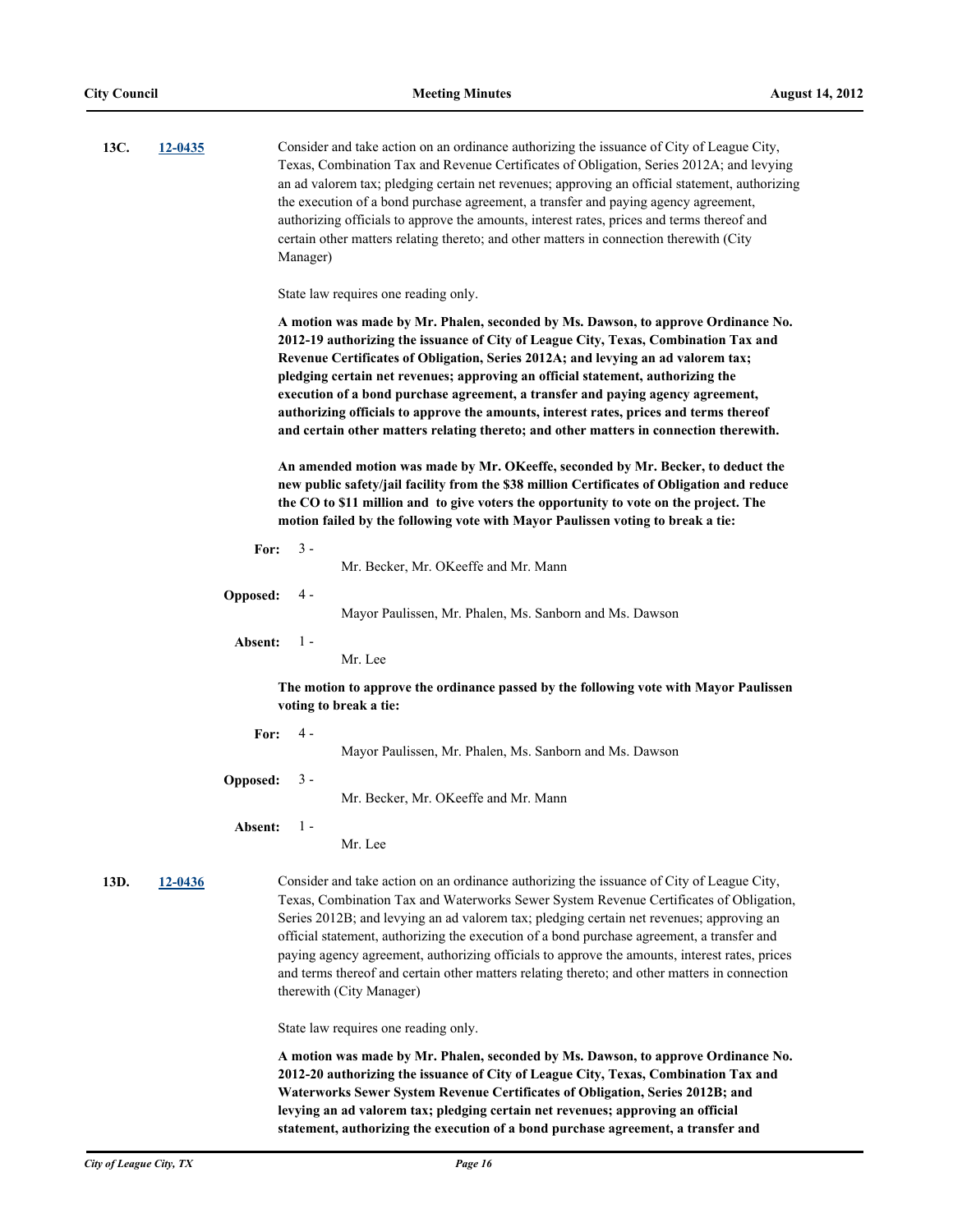**13C.** **12-0435**

Consider and take action on an ordinance authorizing the issuance of City of League City, Texas, Combination Tax and Revenue Certificates of Obligation, Series 2012A; and levying an ad valorem tax; pledging certain net revenues; approving an official statement, authorizing the execution of a bond purchase agreement, a transfer and paying agency agreement, authorizing officials to approve the amounts, interest rates, prices and terms thereof and certain other matters relating thereto; and other matters in connection therewith (City Manager)

State law requires one reading only.

**A motion was made by Mr. Phalen, seconded by Ms. Dawson, to approve Ordinance No. 2012-19 authorizing the issuance of City of League City, Texas, Combination Tax and Revenue Certificates of Obligation, Series 2012A; and levying an ad valorem tax; pledging certain net revenues; approving an official statement, authorizing the execution of a bond purchase agreement, a transfer and paying agency agreement, authorizing officials to approve the amounts, interest rates, prices and terms thereof and certain other matters relating thereto; and other matters in connection therewith.**

**An amended motion was made by Mr. OKeeffe, seconded by Mr. Becker, to deduct the new public safety/jail facility from the $38 million Certificates of Obligation and reduce the CO to $11 million and to give voters the opportunity to vote on the project. The motion failed by the following vote with Mayor Paulissen voting to break a tie:**

**For:** 3 - Mr. Becker, Mr. OKeeffe and Mr. Mann

**Opposed:** 4 - Mayor Paulissen, Mr. Phalen, Ms. Sanborn and Ms. Dawson

**Absent:** 1 - Mr. Lee

**The motion to approve the ordinance passed by the following vote with Mayor Paulissen voting to break a tie:**

**For:** 4 - Mayor Paulissen, Mr. Phalen, Ms. Sanborn and Ms. Dawson

**Opposed:** 3 - Mr. Becker, Mr. OKeeffe and Mr. Mann

**Absent:** 1 - Mr. Lee

**13D.** **12-0436**

Consider and take action on an ordinance authorizing the issuance of City of League City, Texas, Combination Tax and Waterworks Sewer System Revenue Certificates of Obligation, Series 2012B; and levying an ad valorem tax; pledging certain net revenues; approving an official statement, authorizing the execution of a bond purchase agreement, a transfer and paying agency agreement, authorizing officials to approve the amounts, interest rates, prices and terms thereof and certain other matters relating thereto; and other matters in connection therewith (City Manager)

State law requires one reading only.

**A motion was made by Mr. Phalen, seconded by Ms. Dawson, to approve Ordinance No. 2012-20 authorizing the issuance of City of League City, Texas, Combination Tax and Waterworks Sewer System Revenue Certificates of Obligation, Series 2012B; and levying an ad valorem tax; pledging certain net revenues; approving an official statement, authorizing the execution of a bond purchase agreement, a transfer and**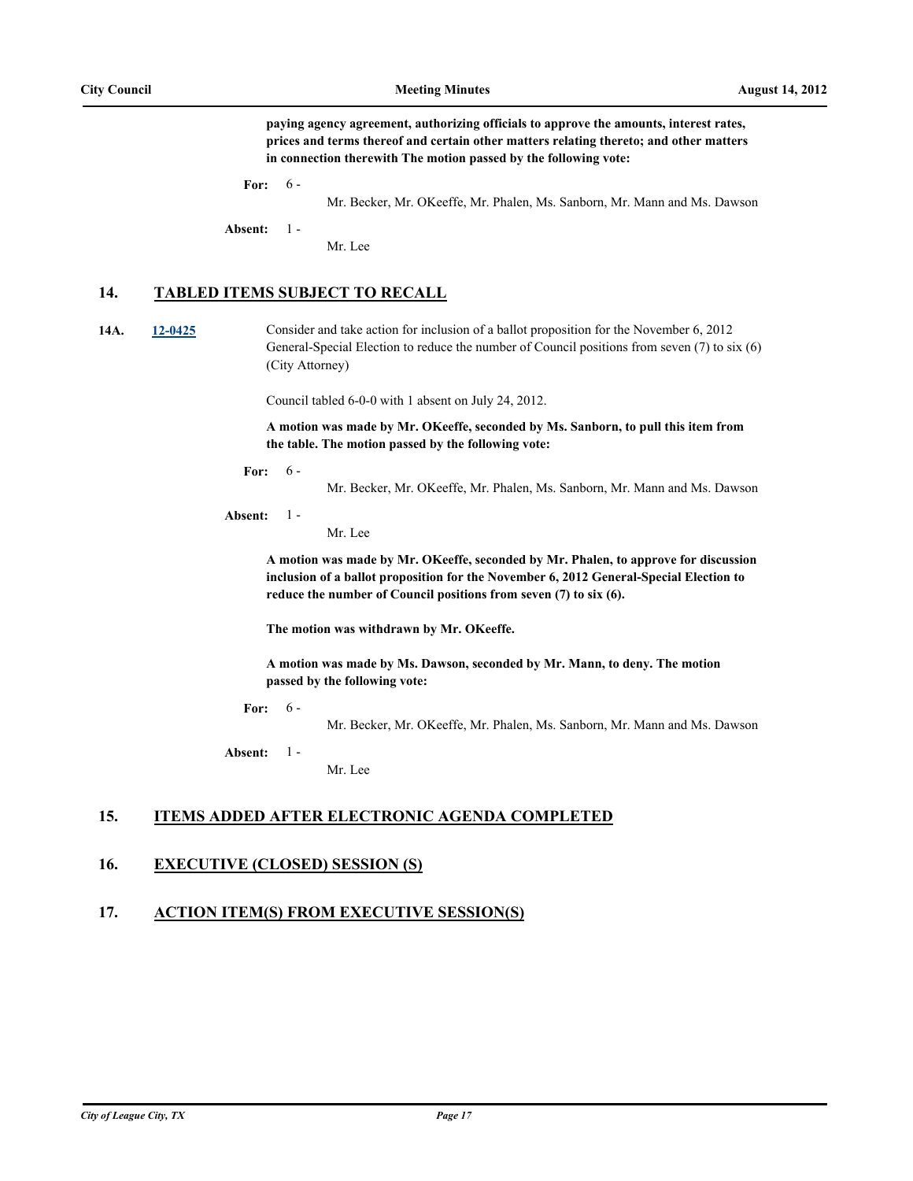**paying agency agreement, authorizing officials to approve the amounts, interest rates, prices and terms thereof and certain other matters relating thereto; and other matters in connection therewith The motion passed by the following vote:**

**For:** 6 - Mr. Becker, Mr. OKeeffe, Mr. Phalen, Ms. Sanborn, Mr. Mann and Ms. Dawson

**Absent:** 1 - Mr. Lee

## 14. TABLED ITEMS SUBJECT TO RECALL

**14A.** 12-0425 Consider and take action for inclusion of a ballot proposition for the November 6, 2012 General-Special Election to reduce the number of Council positions from seven (7) to six (6) (City Attorney)

Council tabled 6-0-0 with 1 absent on July 24, 2012.

**A motion was made by Mr. OKeeffe, seconded by Ms. Sanborn, to pull this item from the table. The motion passed by the following vote:**

**For:** 6 - Mr. Becker, Mr. OKeeffe, Mr. Phalen, Ms. Sanborn, Mr. Mann and Ms. Dawson

**Absent:** 1 - Mr. Lee

**A motion was made by Mr. OKeeffe, seconded by Mr. Phalen, to approve for discussion inclusion of a ballot proposition for the November 6, 2012 General-Special Election to reduce the number of Council positions from seven (7) to six (6).**

**The motion was withdrawn by Mr. OKeeffe.**

**A motion was made by Ms. Dawson, seconded by Mr. Mann, to deny. The motion passed by the following vote:**

**For:** 6 - Mr. Becker, Mr. OKeeffe, Mr. Phalen, Ms. Sanborn, Mr. Mann and Ms. Dawson

**Absent:** 1 - Mr. Lee

## 15. ITEMS ADDED AFTER ELECTRONIC AGENDA COMPLETED

## 16. EXECUTIVE (CLOSED) SESSION (S)

## 17. ACTION ITEM(S) FROM EXECUTIVE SESSION(S)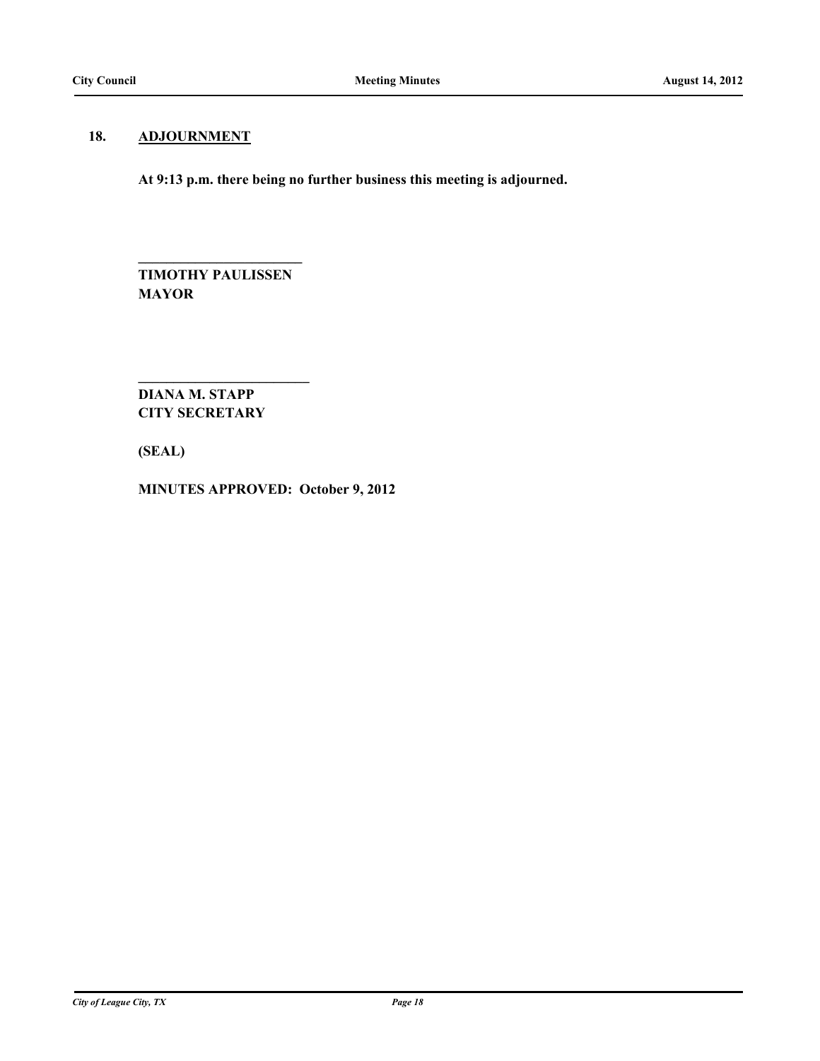## 18. ADJOURNMENT

**At 9:13 p.m. there being no further business this meeting is adjourned.**

**_______________________**
**TIMOTHY PAULISSEN**
**MAYOR**

**________________________**
**DIANA M. STAPP**
**CITY SECRETARY**

**(SEAL)**

**MINUTES APPROVED: October 9, 2012**